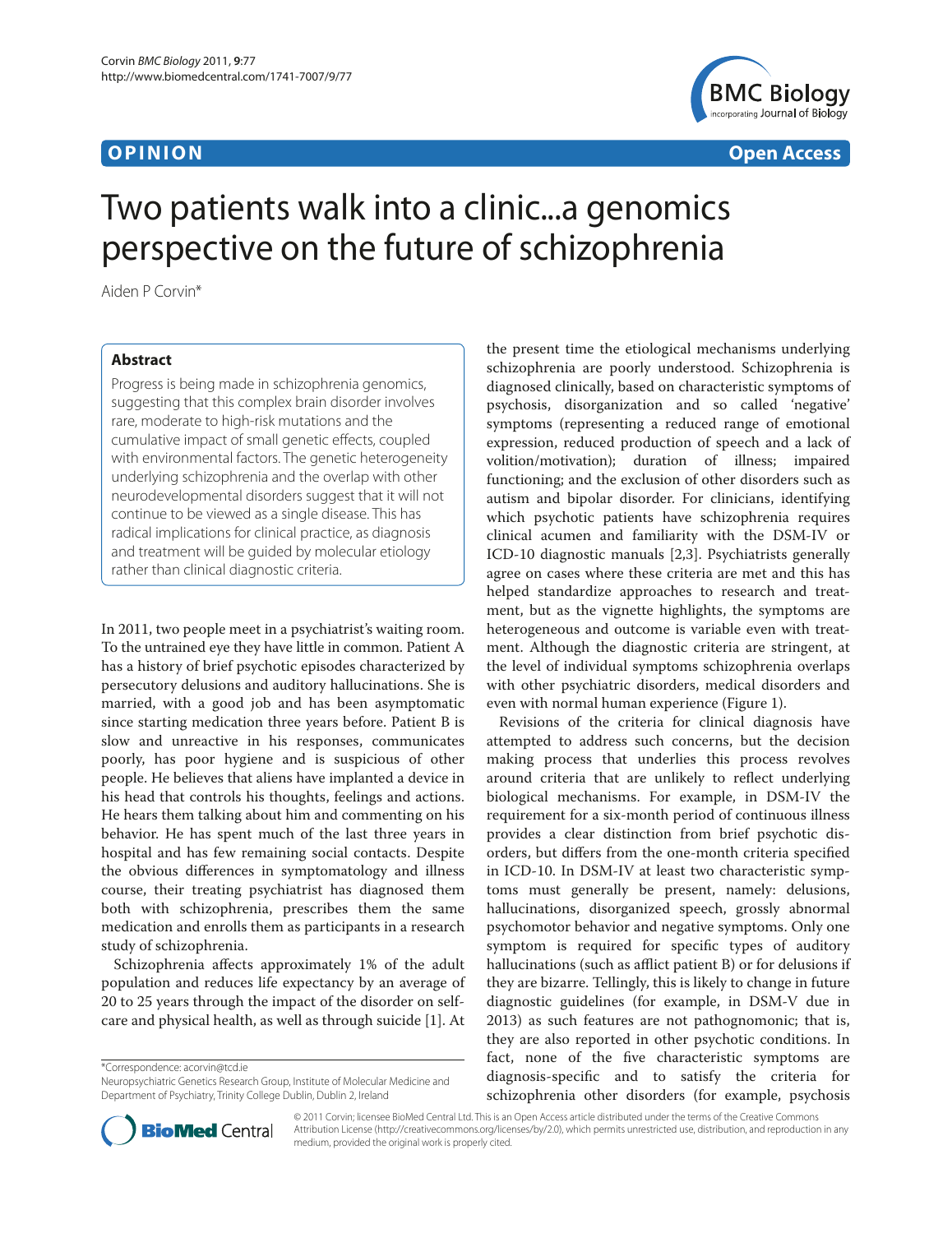**OPINION** **Open Access**

# Two patients walk into a clinic...a genomics perspective on the future of schizophrenia

Aiden P Corvin*

## Abstract

Progress is being made in schizophrenia genomics, suggesting that this complex brain disorder involves rare, moderate to high-risk mutations and the cumulative impact of small genetic effects, coupled with environmental factors. The genetic heterogeneity underlying schizophrenia and the overlap with other neurodevelopmental disorders suggest that it will not continue to be viewed as a single disease. This has radical implications for clinical practice, as diagnosis and treatment will be guided by molecular etiology rather than clinical diagnostic criteria.

In 2011, two people meet in a psychiatrist's waiting room. To the untrained eye they have little in common. Patient A has a history of brief psychotic episodes characterized by persecutory delusions and auditory hallucinations. She is married, with a good job and has been asymptomatic since starting medication three years before. Patient B is slow and unreactive in his responses, communicates poorly, has poor hygiene and is suspicious of other people. He believes that aliens have implanted a device in his head that controls his thoughts, feelings and actions. He hears them talking about him and commenting on his behavior. He has spent much of the last three years in hospital and has few remaining social contacts. Despite the obvious differences in symptomatology and illness course, their treating psychiatrist has diagnosed them both with schizophrenia, prescribes them the same medication and enrolls them as participants in a research study of schizophrenia.

Schizophrenia affects approximately 1% of the adult population and reduces life expectancy by an average of 20 to 25 years through the impact of the disorder on self-care and physical health, as well as through suicide [1]. At the present time the etiological mechanisms underlying schizophrenia are poorly understood. Schizophrenia is diagnosed clinically, based on characteristic symptoms of psychosis, disorganization and so called 'negative' symptoms (representing a reduced range of emotional expression, reduced production of speech and a lack of volition/motivation); duration of illness; impaired functioning; and the exclusion of other disorders such as autism and bipolar disorder. For clinicians, identifying which psychotic patients have schizophrenia requires clinical acumen and familiarity with the DSM-IV or ICD-10 diagnostic manuals [2,3]. Psychiatrists generally agree on cases where these criteria are met and this has helped standardize approaches to research and treatment, but as the vignette highlights, the symptoms are heterogeneous and outcome is variable even with treatment. Although the diagnostic criteria are stringent, at the level of individual symptoms schizophrenia overlaps with other psychiatric disorders, medical disorders and even with normal human experience (Figure 1).

Revisions of the criteria for clinical diagnosis have attempted to address such concerns, but the decision making process that underlies this process revolves around criteria that are unlikely to reflect underlying biological mechanisms. For example, in DSM-IV the requirement for a six-month period of continuous illness provides a clear distinction from brief psychotic disorders, but differs from the one-month criteria specified in ICD-10. In DSM-IV at least two characteristic symptoms must generally be present, namely: delusions, hallucinations, disorganized speech, grossly abnormal psychomotor behavior and negative symptoms. Only one symptom is required for specific types of auditory hallucinations (such as afflict patient B) or for delusions if they are bizarre. Tellingly, this is likely to change in future diagnostic guidelines (for example, in DSM-V due in 2013) as such features are not pathognomonic; that is, they are also reported in other psychotic conditions. In fact, none of the five characteristic symptoms are diagnosis-specific and to satisfy the criteria for schizophrenia other disorders (for example, psychosis

*Correspondence: acorvin@tcd.ie
Neuropsychiatric Genetics Research Group, Institute of Molecular Medicine and Department of Psychiatry, Trinity College Dublin, Dublin 2, Ireland

© 2011 Corvin; licensee BioMed Central Ltd. This is an Open Access article distributed under the terms of the Creative Commons Attribution License (http://creativecommons.org/licenses/by/2.0), which permits unrestricted use, distribution, and reproduction in any medium, provided the original work is properly cited.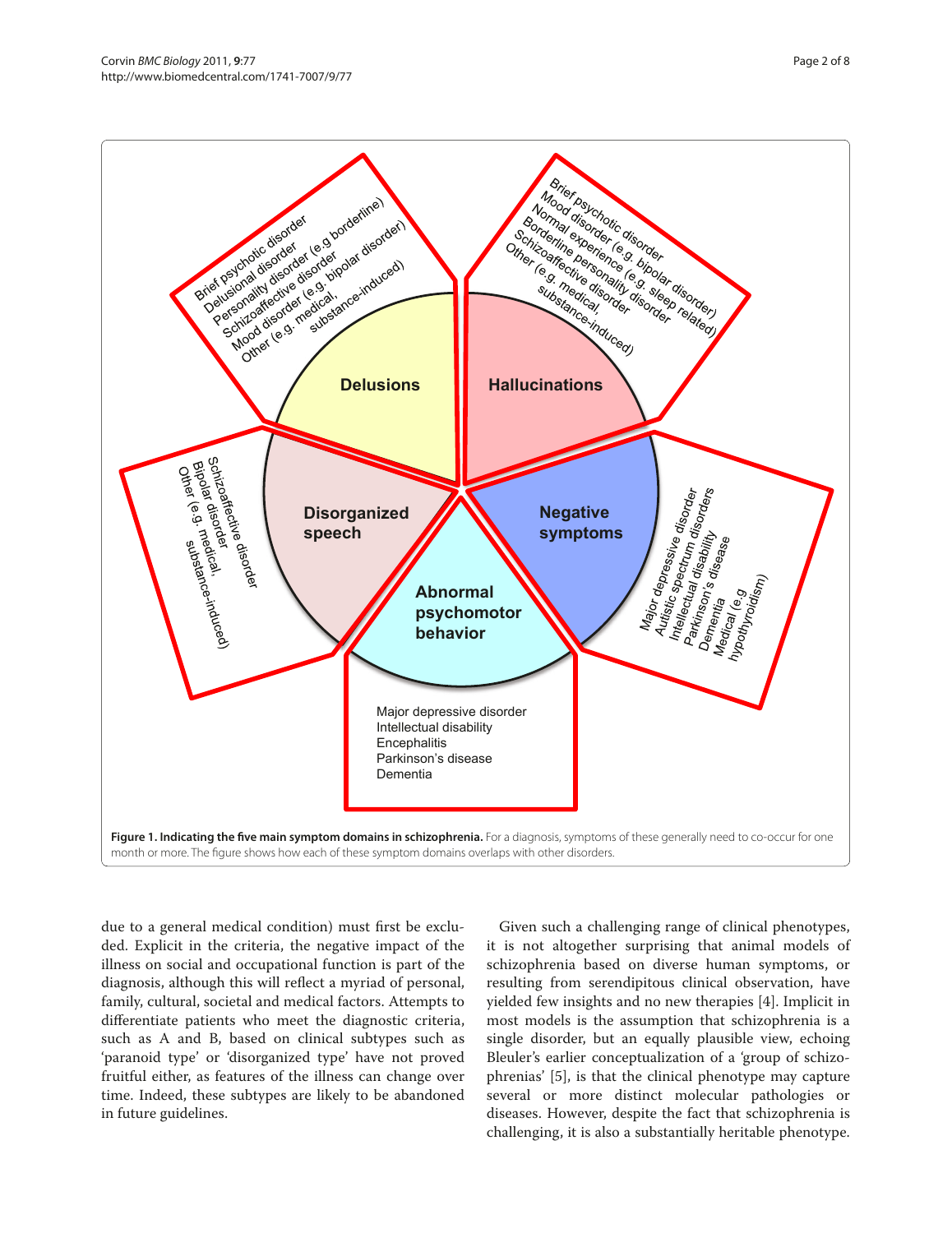Figure 1. **Indicating the five main symptom domains in schizophrenia.** For a diagnosis, symptoms of these generally need to co-occur for one month or more. The figure shows how each of these symptom domains overlaps with other disorders.

due to a general medical condition) must first be excluded. Explicit in the criteria, the negative impact of the illness on social and occupational function is part of the diagnosis, although this will reflect a myriad of personal, family, cultural, societal and medical factors. Attempts to differentiate patients who meet the diagnostic criteria, such as A and B, based on clinical subtypes such as 'paranoid type' or 'disorganized type' have not proved fruitful either, as features of the illness can change over time. Indeed, these subtypes are likely to be abandoned in future guidelines.

Given such a challenging range of clinical phenotypes, it is not altogether surprising that animal models of schizophrenia based on diverse human symptoms, or resulting from serendipitous clinical observation, have yielded few insights and no new therapies [4]. Implicit in most models is the assumption that schizophrenia is a single disorder, but an equally plausible view, echoing Bleuler's earlier conceptualization of a 'group of schizophrenias' [5], is that the clinical phenotype may capture several or more distinct molecular pathologies or diseases. However, despite the fact that schizophrenia is challenging, it is also a substantially heritable phenotype.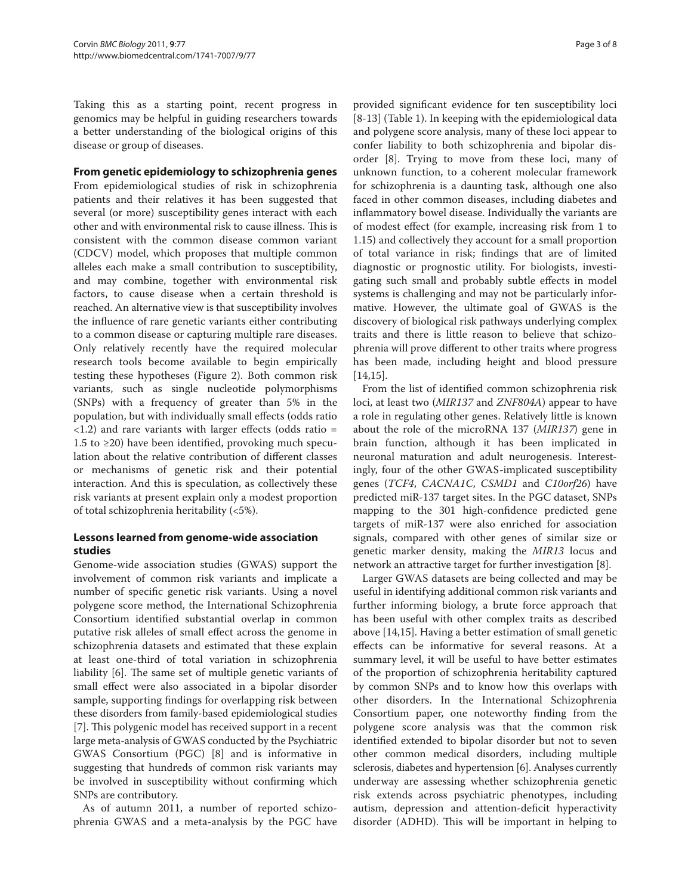Taking this as a starting point, recent progress in genomics may be helpful in guiding researchers towards a better understanding of the biological origins of this disease or group of diseases.

## From genetic epidemiology to schizophrenia genes

From epidemiological studies of risk in schizophrenia patients and their relatives it has been suggested that several (or more) susceptibility genes interact with each other and with environmental risk to cause illness. This is consistent with the common disease common variant (CDCV) model, which proposes that multiple common alleles each make a small contribution to susceptibility, and may combine, together with environmental risk factors, to cause disease when a certain threshold is reached. An alternative view is that susceptibility involves the influence of rare genetic variants either contributing to a common disease or capturing multiple rare diseases. Only relatively recently have the required molecular research tools become available to begin empirically testing these hypotheses (Figure 2). Both common risk variants, such as single nucleotide polymorphisms (SNPs) with a frequency of greater than 5% in the population, but with individually small effects (odds ratio <1.2) and rare variants with larger effects (odds ratio = 1.5 to ≥20) have been identified, provoking much speculation about the relative contribution of different classes or mechanisms of genetic risk and their potential interaction. And this is speculation, as collectively these risk variants at present explain only a modest proportion of total schizophrenia heritability (<5%).

## Lessons learned from genome-wide association studies

Genome-wide association studies (GWAS) support the involvement of common risk variants and implicate a number of specific genetic risk variants. Using a novel polygene score method, the International Schizophrenia Consortium identified substantial overlap in common putative risk alleles of small effect across the genome in schizophrenia datasets and estimated that these explain at least one-third of total variation in schizophrenia liability [6]. The same set of multiple genetic variants of small effect were also associated in a bipolar disorder sample, supporting findings for overlapping risk between these disorders from family-based epidemiological studies [7]. This polygenic model has received support in a recent large meta-analysis of GWAS conducted by the Psychiatric GWAS Consortium (PGC) [8] and is informative in suggesting that hundreds of common risk variants may be involved in susceptibility without confirming which SNPs are contributory.

As of autumn 2011, a number of reported schizophrenia GWAS and a meta-analysis by the PGC have provided significant evidence for ten susceptibility loci [8-13] (Table 1). In keeping with the epidemiological data and polygene score analysis, many of these loci appear to confer liability to both schizophrenia and bipolar disorder [8]. Trying to move from these loci, many of unknown function, to a coherent molecular framework for schizophrenia is a daunting task, although one also faced in other common diseases, including diabetes and inflammatory bowel disease. Individually the variants are of modest effect (for example, increasing risk from 1 to 1.15) and collectively they account for a small proportion of total variance in risk; findings that are of limited diagnostic or prognostic utility. For biologists, investigating such small and probably subtle effects in model systems is challenging and may not be particularly informative. However, the ultimate goal of GWAS is the discovery of biological risk pathways underlying complex traits and there is little reason to believe that schizophrenia will prove different to other traits where progress has been made, including height and blood pressure [14,15].

From the list of identified common schizophrenia risk loci, at least two (*MIR137* and *ZNF804A*) appear to have a role in regulating other genes. Relatively little is known about the role of the microRNA 137 (*MIR137*) gene in brain function, although it has been implicated in neuronal maturation and adult neurogenesis. Interestingly, four of the other GWAS-implicated susceptibility genes (*TCF4*, *CACNA1C*, *CSMD1* and *C10orf26*) have predicted miR-137 target sites. In the PGC dataset, SNPs mapping to the 301 high-confidence predicted gene targets of miR-137 were also enriched for association signals, compared with other genes of similar size or genetic marker density, making the *MIR13* locus and network an attractive target for further investigation [8].

Larger GWAS datasets are being collected and may be useful in identifying additional common risk variants and further informing biology, a brute force approach that has been useful with other complex traits as described above [14,15]. Having a better estimation of small genetic effects can be informative for several reasons. At a summary level, it will be useful to have better estimates of the proportion of schizophrenia heritability captured by common SNPs and to know how this overlaps with other disorders. In the International Schizophrenia Consortium paper, one noteworthy finding from the polygene score analysis was that the common risk identified extended to bipolar disorder but not to seven other common medical disorders, including multiple sclerosis, diabetes and hypertension [6]. Analyses currently underway are assessing whether schizophrenia genetic risk extends across psychiatric phenotypes, including autism, depression and attention-deficit hyperactivity disorder (ADHD). This will be important in helping to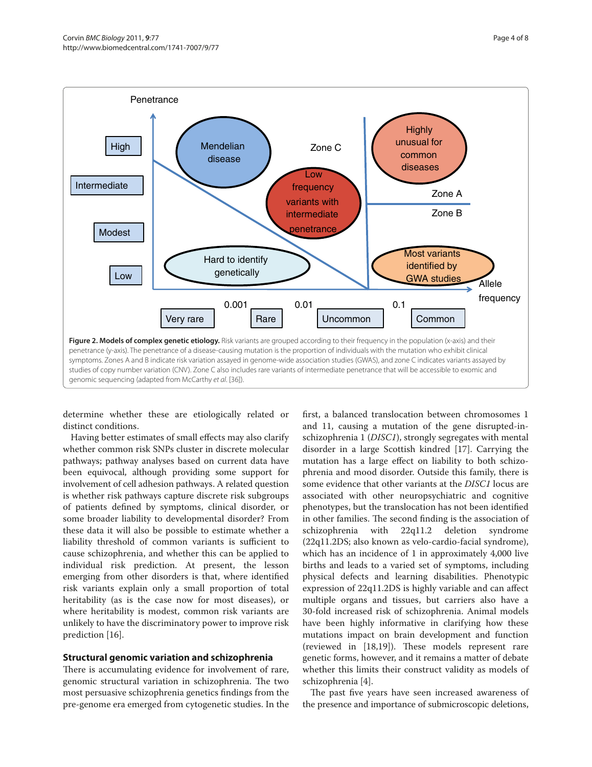**Figure 2. Models of complex genetic etiology.** Risk variants are grouped according to their frequency in the population (x-axis) and their penetrance (y-axis). The penetrance of a disease-causing mutation is the proportion of individuals with the mutation who exhibit clinical symptoms. Zones A and B indicate risk variation assayed in genome-wide association studies (GWAS), and zone C indicates variants assayed by studies of copy number variation (CNV). Zone C also includes rare variants of intermediate penetrance that will be accessible to exomic and genomic sequencing (adapted from McCarthy *et al*. [36]).

determine whether these are etiologically related or distinct conditions.

Having better estimates of small effects may also clarify whether common risk SNPs cluster in discrete molecular pathways; pathway analyses based on current data have been equivocal, although providing some support for involvement of cell adhesion pathways. A related question is whether risk pathways capture discrete risk subgroups of patients defined by symptoms, clinical disorder, or some broader liability to developmental disorder? From these data it will also be possible to estimate whether a liability threshold of common variants is sufficient to cause schizophrenia, and whether this can be applied to individual risk prediction. At present, the lesson emerging from other disorders is that, where identified risk variants explain only a small proportion of total heritability (as is the case now for most diseases), or where heritability is modest, common risk variants are unlikely to have the discriminatory power to improve risk prediction [16].

## Structural genomic variation and schizophrenia

There is accumulating evidence for involvement of rare, genomic structural variation in schizophrenia. The two most persuasive schizophrenia genetics findings from the pre-genome era emerged from cytogenetic studies. In the first, a balanced translocation between chromosomes 1 and 11, causing a mutation of the gene disrupted-in-schizophrenia 1 (*DISC1*), strongly segregates with mental disorder in a large Scottish kindred [17]. Carrying the mutation has a large effect on liability to both schizophrenia and mood disorder. Outside this family, there is some evidence that other variants at the *DISC1* locus are associated with other neuropsychiatric and cognitive phenotypes, but the translocation has not been identified in other families. The second finding is the association of schizophrenia with 22q11.2 deletion syndrome (22q11.2DS; also known as velo-cardio-facial syndrome), which has an incidence of 1 in approximately 4,000 live births and leads to a varied set of symptoms, including physical defects and learning disabilities. Phenotypic expression of 22q11.2DS is highly variable and can affect multiple organs and tissues, but carriers also have a 30-fold increased risk of schizophrenia. Animal models have been highly informative in clarifying how these mutations impact on brain development and function (reviewed in [18,19]). These models represent rare genetic forms, however, and it remains a matter of debate whether this limits their construct validity as models of schizophrenia [4].

The past five years have seen increased awareness of the presence and importance of submicroscopic deletions,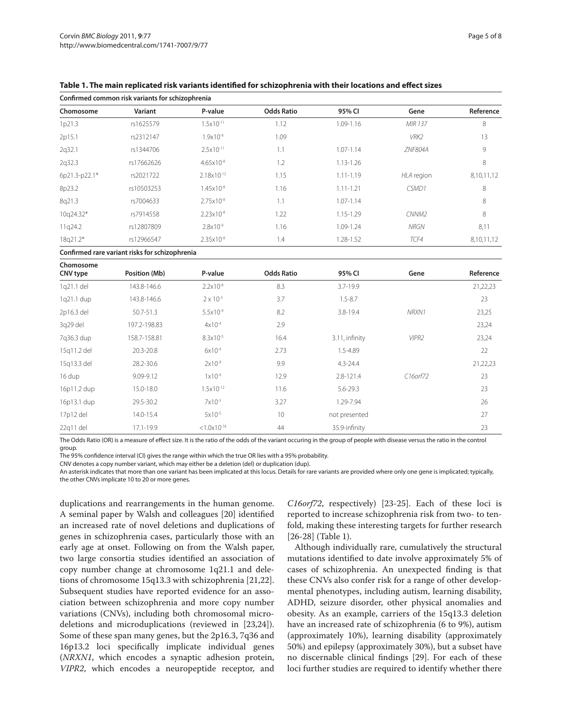**Table 1. The main replicated risk variants identified for schizophrenia with their locations and effect sizes**

**Confirmed common risk variants for schizophrenia**

| Chomosome | Variant | P-value | Odds Ratio | 95% CI | Gene | Reference |
|---|---|---|---|---|---|---|
| 1p21.3 | rs1625579 | $1.5x10^{-11}$ | 1.12 | 1.09-1.16 | *MIR 137* | 8 |
| 2p15.1 | rs2312147 | $1.9x10^{-9}$ | 1.09 | | *VRK2* | 13 |
| 2q32.1 | rs1344706 | $2.5x10^{-11}$ | 1.1 | 1.07-1.14 | *ZNF804A* | 9 |
| 2q32.3 | rs17662626 | $4.65x10^{-8}$ | 1.2 | 1.13-1.26 | | 8 |
| 6p21.3-p22.1* | rs2021722 | $2.18x10^{-12}$ | 1.15 | 1.11-1.19 | *HLA* region | 8,10,11,12 |
| 8p23.2 | rs10503253 | $1.45x10^{-8}$ | 1.16 | 1.11-1.21 | *CSMD1* | 8 |
| 8q21.3 | rs7004633 | $2.75x10^{-8}$ | 1.1 | 1.07-1.14 | | 8 |
| 10q24.32* | rs7914558 | $2.23x10^{-8}$ | 1.22 | 1.15-1.29 | *CNNM2* | 8 |
| 11q24.2 | rs12807809 | $2.8x10^{-9}$ | 1.16 | 1.09-1.24 | *NRGN* | 8,11 |
| 18q21.2* | rs12966547 | $2.35x10^{-8}$ | 1.4 | 1.28-1.52 | *TCF4* | 8,10,11,12 |

**Confirmed rare variant risks for schizophrenia**

| Chomosome CNV type | Position (Mb) | P-value | Odds Ratio | 95% CI | Gene | Reference |
|---|---|---|---|---|---|---|
| 1q21.1 del | 143.8-146.6 | $2.2x10^{-8}$ | 8.3 | 3.7-19.9 | | 21,22,23 |
| 1q21.1 dup | 143.8-146.6 | $2 \times 10^{-3}$ | 3.7 | 1.5-8.7 | | 23 |
| 2p16.3 del | 50.7-51.3 | $5.5x10^{-9}$ | 8.2 | 3.8-19.4 | *NRXN1* | 23,25 |
| 3q29 del | 197.2-198.83 | $4x10^{-4}$ | 2.9 | | | 23,24 |
| 7q36.3 dup | 158.7-158.81 | $8.3x10^{-5}$ | 16.4 | 3.11, infinity | *VIPR2* | 23,24 |
| 15q11.2 del | 20.3-20.8 | $6x10^{-4}$ | 2.73 | 1.5-4.89 | | 22 |
| 15q13.3 del | 28.2-30.6 | $2x10^{-9}$ | 9.9 | 4.3-24.4 | | 21,22,23 |
| 16 dup | 9.09-9.12 | $1x10^{-4}$ | 12.9 | 2.8-121.4 | *C16orf72* | 23 |
| 16p11.2 dup | 15.0-18.0 | $1.5x10^{-12}$ | 11.6 | 5.6-29.3 | | 23 |
| 16p13.1 dup | 29.5-30.2 | $7x10^{-3}$ | 3.27 | 1.29-7.94 | | 26 |
| 17p12 del | 14.0-15.4 | $5x10^{-5}$ | 10 | not presented | | 27 |
| 22q11 del | 17.1-19.9 | $<1.0x10^{-16}$ | 44 | 35.9-infinity | | 23 |

The Odds Ratio (OR) is a measure of effect size. It is the ratio of the odds of the variant occuring in the group of people with disease versus the ratio in the control group.
The 95% confidence interval (CI) gives the range within which the true OR lies with a 95% probability.
CNV denotes a copy number variant, which may either be a deletion (del) or duplication (dup).
An asterisk indicates that more than one variant has been implicated at this locus. Details for rare variants are provided where only one gene is implicated; typically, the other CNVs implicate 10 to 20 or more genes.

duplications and rearrangements in the human genome. A seminal paper by Walsh and colleagues [20] identified an increased rate of novel deletions and duplications of genes in schizophrenia cases, particularly those with an early age at onset. Following on from the Walsh paper, two large consortia studies identified an association of copy number change at chromosome 1q21.1 and deletions of chromosome 15q13.3 with schizophrenia [21,22]. Subsequent studies have reported evidence for an association between schizophrenia and more copy number variations (CNVs), including both chromosomal microdeletions and microduplications (reviewed in [23,24]). Some of these span many genes, but the 2p16.3, 7q36 and 16p13.2 loci specifically implicate individual genes (*NRXN1*, which encodes a synaptic adhesion protein, *VIPR2*, which encodes a neuropeptide receptor, and *C16orf72*, respectively) [23-25]. Each of these loci is reported to increase schizophrenia risk from two- to tenfold, making these interesting targets for further research [26-28] (Table 1).

Although individually rare, cumulatively the structural mutations identified to date involve approximately 5% of cases of schizophrenia. An unexpected finding is that these CNVs also confer risk for a range of other developmental phenotypes, including autism, learning disability, ADHD, seizure disorder, other physical anomalies and obesity. As an example, carriers of the 15q13.3 deletion have an increased rate of schizophrenia (6 to 9%), autism (approximately 10%), learning disability (approximately 50%) and epilepsy (approximately 30%), but a subset have no discernable clinical findings [29]. For each of these loci further studies are required to identify whether there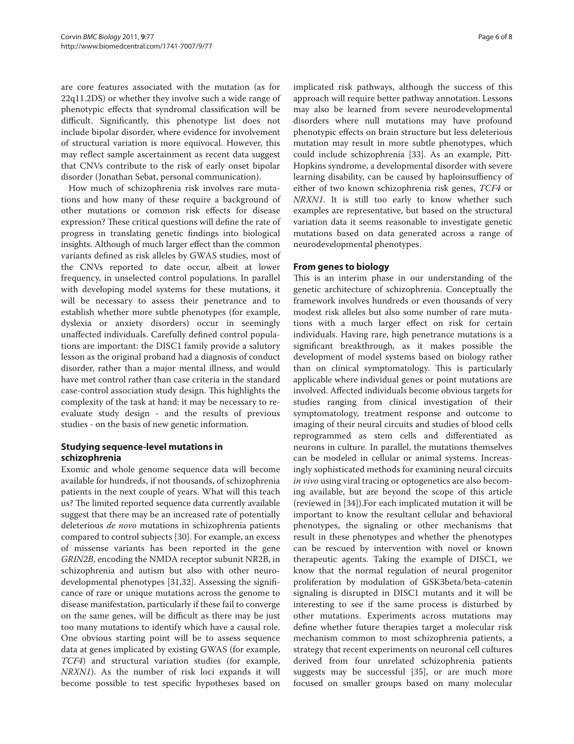are core features associated with the mutation (as for 22q11.2DS) or whether they involve such a wide range of phenotypic effects that syndromal classification will be difficult. Significantly, this phenotype list does not include bipolar disorder, where evidence for involvement of structural variation is more equivocal. However, this may reflect sample ascertainment as recent data suggest that CNVs contribute to the risk of early onset bipolar disorder (Jonathan Sebat, personal communication).

How much of schizophrenia risk involves rare mutations and how many of these require a background of other mutations or common risk effects for disease expression? These critical questions will define the rate of progress in translating genetic findings into biological insights. Although of much larger effect than the common variants defined as risk alleles by GWAS studies, most of the CNVs reported to date occur, albeit at lower frequency, in unselected control populations. In parallel with developing model systems for these mutations, it will be necessary to assess their penetrance and to establish whether more subtle phenotypes (for example, dyslexia or anxiety disorders) occur in seemingly unaffected individuals. Carefully defined control populations are important: the DISC1 family provide a salutory lesson as the original proband had a diagnosis of conduct disorder, rather than a major mental illness, and would have met control rather than case criteria in the standard case-control association study design. This highlights the complexity of the task at hand: it may be necessary to re-evaluate study design - and the results of previous studies - on the basis of new genetic information.

## Studying sequence-level mutations in schizophrenia

Exomic and whole genome sequence data will become available for hundreds, if not thousands, of schizophrenia patients in the next couple of years. What will this teach us? The limited reported sequence data currently available suggest that there may be an increased rate of potentially deleterious *de novo* mutations in schizophrenia patients compared to control subjects [30]. For example, an excess of missense variants has been reported in the gene *GRIN2B*, encoding the NMDA receptor subunit NR2B, in schizophrenia and autism but also with other neurodevelopmental phenotypes [31,32]. Assessing the significance of rare or unique mutations across the genome to disease manifestation, particularly if these fail to converge on the same genes, will be difficult as there may be just too many mutations to identify which have a causal role. One obvious starting point will be to assess sequence data at genes implicated by existing GWAS (for example, *TCF4*) and structural variation studies (for example, *NRXN1*). As the number of risk loci expands it will become possible to test specific hypotheses based on implicated risk pathways, although the success of this approach will require better pathway annotation. Lessons may also be learned from severe neurodevelopmental disorders where null mutations may have profound phenotypic effects on brain structure but less deleterious mutation may result in more subtle phenotypes, which could include schizophrenia [33]. As an example, Pitt-Hopkins syndrome, a developmental disorder with severe learning disability, can be caused by haploinsuffiency of either of two known schizophrenia risk genes, *TCF4* or *NRXN1*. It is still too early to know whether such examples are representative, but based on the structural variation data it seems reasonable to investigate genetic mutations based on data generated across a range of neurodevelopmental phenotypes.

## From genes to biology

This is an interim phase in our understanding of the genetic architecture of schizophrenia. Conceptually the framework involves hundreds or even thousands of very modest risk alleles but also some number of rare mutations with a much larger effect on risk for certain individuals. Having rare, high penetrance mutations is a significant breakthrough, as it makes possible the development of model systems based on biology rather than on clinical symptomatology. This is particularly applicable where individual genes or point mutations are involved. Affected individuals become obvious targets for studies ranging from clinical investigation of their symptomatology, treatment response and outcome to imaging of their neural circuits and studies of blood cells reprogrammed as stem cells and differentiated as neurons in culture. In parallel, the mutations themselves can be modeled in cellular or animal systems. Increasingly sophisticated methods for examining neural circuits *in vivo* using viral tracing or optogenetics are also becoming available, but are beyond the scope of this article (reviewed in [34]).For each implicated mutation it will be important to know the resultant cellular and behavioral phenotypes, the signaling or other mechanisms that result in these phenotypes and whether the phenotypes can be rescued by intervention with novel or known therapeutic agents. Taking the example of DISC1, we know that the normal regulation of neural progenitor proliferation by modulation of GSK3beta/beta-catenin signaling is disrupted in DISC1 mutants and it will be interesting to see if the same process is disturbed by other mutations. Experiments across mutations may define whether future therapies target a molecular risk mechanism common to most schizophrenia patients, a strategy that recent experiments on neuronal cell cultures derived from four unrelated schizophrenia patients suggests may be successful [35], or are much more focused on smaller groups based on many molecular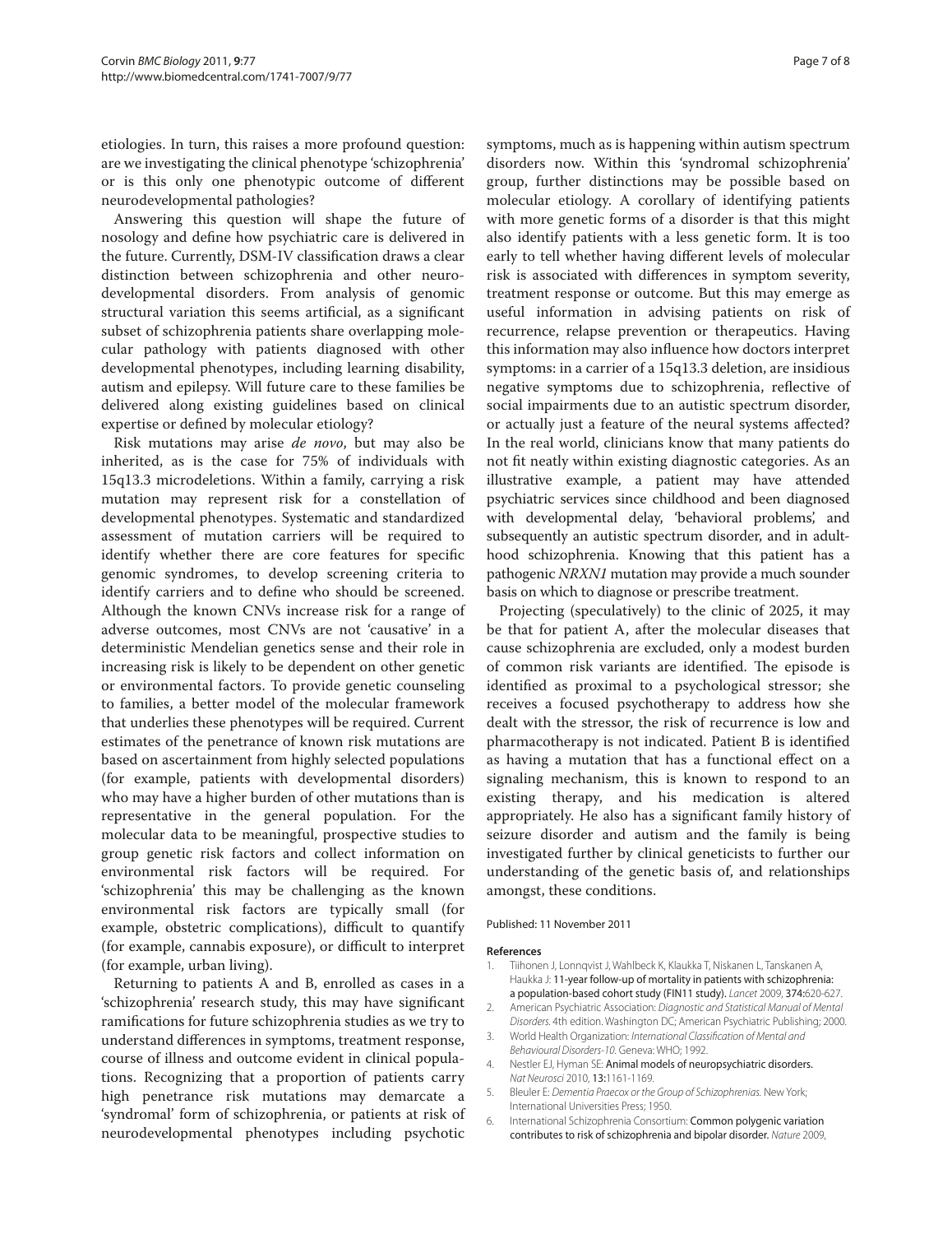etiologies. In turn, this raises a more profound question: are we investigating the clinical phenotype 'schizophrenia' or is this only one phenotypic outcome of different neurodevelopmental pathologies?

Answering this question will shape the future of nosology and define how psychiatric care is delivered in the future. Currently, DSM-IV classification draws a clear distinction between schizophrenia and other neurodevelopmental disorders. From analysis of genomic structural variation this seems artificial, as a significant subset of schizophrenia patients share overlapping molecular pathology with patients diagnosed with other developmental phenotypes, including learning disability, autism and epilepsy. Will future care to these families be delivered along existing guidelines based on clinical expertise or defined by molecular etiology?

Risk mutations may arise *de novo*, but may also be inherited, as is the case for 75% of individuals with 15q13.3 microdeletions. Within a family, carrying a risk mutation may represent risk for a constellation of developmental phenotypes. Systematic and standardized assessment of mutation carriers will be required to identify whether there are core features for specific genomic syndromes, to develop screening criteria to identify carriers and to define who should be screened. Although the known CNVs increase risk for a range of adverse outcomes, most CNVs are not 'causative' in a deterministic Mendelian genetics sense and their role in increasing risk is likely to be dependent on other genetic or environmental factors. To provide genetic counseling to families, a better model of the molecular framework that underlies these phenotypes will be required. Current estimates of the penetrance of known risk mutations are based on ascertainment from highly selected populations (for example, patients with developmental disorders) who may have a higher burden of other mutations than is representative in the general population. For the molecular data to be meaningful, prospective studies to group genetic risk factors and collect information on environmental risk factors will be required. For 'schizophrenia' this may be challenging as the known environmental risk factors are typically small (for example, obstetric complications), difficult to quantify (for example, cannabis exposure), or difficult to interpret (for example, urban living).

Returning to patients A and B, enrolled as cases in a 'schizophrenia' research study, this may have significant ramifications for future schizophrenia studies as we try to understand differences in symptoms, treatment response, course of illness and outcome evident in clinical populations. Recognizing that a proportion of patients carry high penetrance risk mutations may demarcate a 'syndromal' form of schizophrenia, or patients at risk of neurodevelopmental phenotypes including psychotic symptoms, much as is happening within autism spectrum disorders now. Within this 'syndromal schizophrenia' group, further distinctions may be possible based on molecular etiology. A corollary of identifying patients with more genetic forms of a disorder is that this might also identify patients with a less genetic form. It is too early to tell whether having different levels of molecular risk is associated with differences in symptom severity, treatment response or outcome. But this may emerge as useful information in advising patients on risk of recurrence, relapse prevention or therapeutics. Having this information may also influence how doctors interpret symptoms: in a carrier of a 15q13.3 deletion, are insidious negative symptoms due to schizophrenia, reflective of social impairments due to an autistic spectrum disorder, or actually just a feature of the neural systems affected? In the real world, clinicians know that many patients do not fit neatly within existing diagnostic categories. As an illustrative example, a patient may have attended psychiatric services since childhood and been diagnosed with developmental delay, 'behavioral problems', and subsequently an autistic spectrum disorder, and in adulthood schizophrenia. Knowing that this patient has a pathogenic *NRXN1* mutation may provide a much sounder basis on which to diagnose or prescribe treatment.

Projecting (speculatively) to the clinic of 2025, it may be that for patient A, after the molecular diseases that cause schizophrenia are excluded, only a modest burden of common risk variants are identified. The episode is identified as proximal to a psychological stressor; she receives a focused psychotherapy to address how she dealt with the stressor, the risk of recurrence is low and pharmacotherapy is not indicated. Patient B is identified as having a mutation that has a functional effect on a signaling mechanism, this is known to respond to an existing therapy, and his medication is altered appropriately. He also has a significant family history of seizure disorder and autism and the family is being investigated further by clinical geneticists to further our understanding of the genetic basis of, and relationships amongst, these conditions.

Published: 11 November 2011

**References**

1. Tiihonen J, Lonnqvist J, Wahlbeck K, Klaukka T, Niskanen L, Tanskanen A, Haukka J: 11-year follow-up of mortality in patients with schizophrenia: a population-based cohort study (FIN11 study). *Lancet* 2009, **374**:620-627.
2. American Psychiatric Association: *Diagnostic and Statistical Manual of Mental Disorders.* 4th edition. Washington DC; American Psychiatric Publishing; 2000.
3. World Health Organization: *International Classification of Mental and Behavioural Disorders-10.* Geneva: WHO; 1992.
4. Nestler EJ, Hyman SE: Animal models of neuropsychiatric disorders. *Nat Neurosci* 2010, **13**:1161-1169.
5. Bleuler E: *Dementia Praecox or the Group of Schizophrenias.* New York; International Universities Press; 1950.
6. International Schizophrenia Consortium: Common polygenic variation contributes to risk of schizophrenia and bipolar disorder. *Nature* 2009,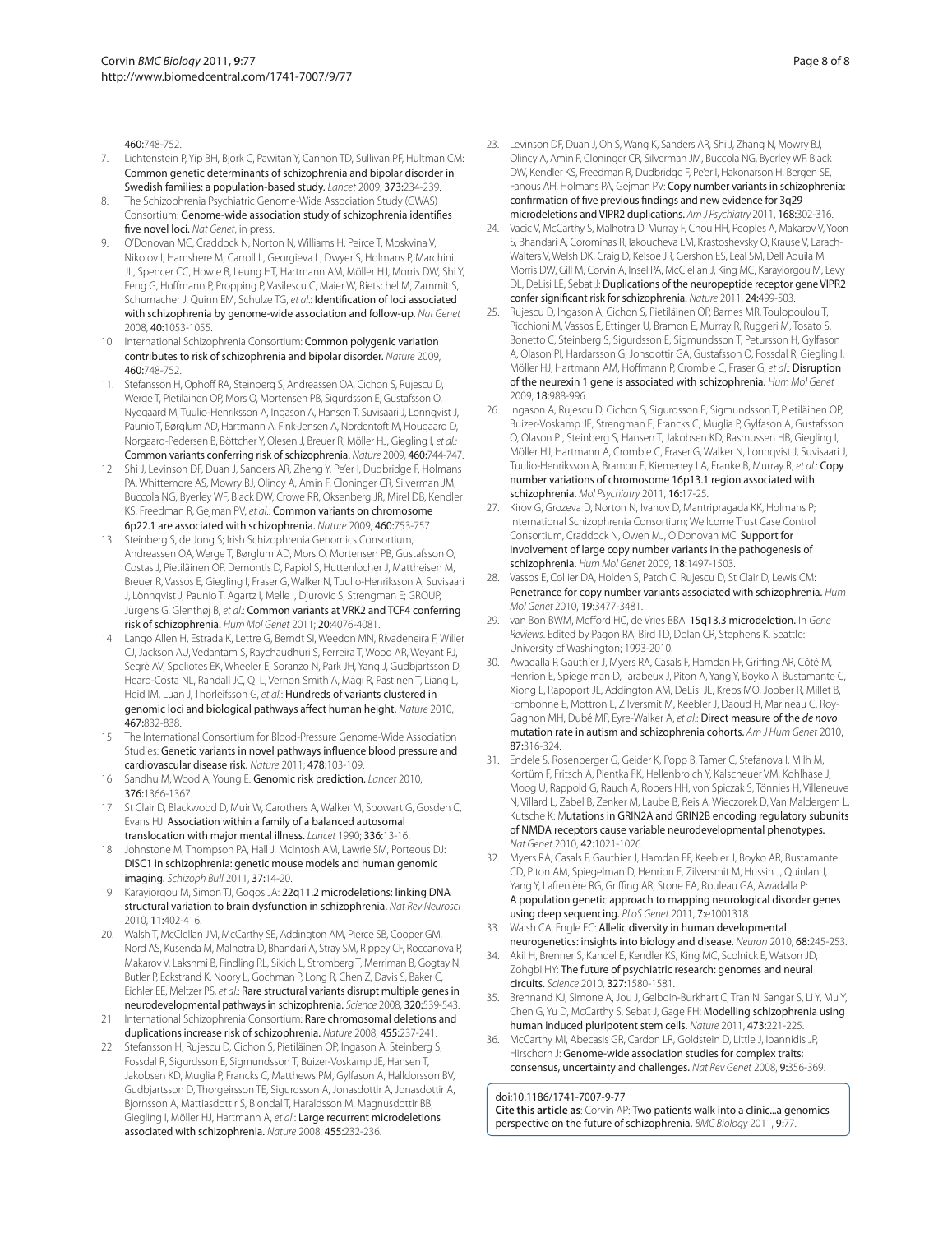460:748-752.

7. Lichtenstein P, Yip BH, Bjork C, Pawitan Y, Cannon TD, Sullivan PF, Hultman CM: Common genetic determinants of schizophrenia and bipolar disorder in Swedish families: a population-based study. *Lancet* 2009, 373:234-239.
8. The Schizophrenia Psychiatric Genome-Wide Association Study (GWAS) Consortium: Genome-wide association study of schizophrenia identifies five novel loci. *Nat Genet*, in press.
9. O'Donovan MC, Craddock N, Norton N, Williams H, Peirce T, Moskvina V, Nikolov I, Hamshere M, Carroll L, Georgieva L, Dwyer S, Holmans P, Marchini JL, Spencer CC, Howie B, Leung HT, Hartmann AM, Möller HJ, Morris DW, Shi Y, Feng G, Hoffmann P, Propping P, Vasilescu C, Maier W, Rietschel M, Zammit S, Schumacher J, Quinn EM, Schulze TG, *et al.*: Identification of loci associated with schizophrenia by genome-wide association and follow-up. *Nat Genet* 2008, 40:1053-1055.
10. International Schizophrenia Consortium: Common polygenic variation contributes to risk of schizophrenia and bipolar disorder. *Nature* 2009, 460:748-752.
11. Stefansson H, Ophoff RA, Steinberg S, Andreassen OA, Cichon S, Rujescu D, Werge T, Pietiläinen OP, Mors O, Mortensen PB, Sigurdsson E, Gustafsson O, Nyegaard M, Tuulio-Henriksson A, Ingason A, Hansen T, Suvisaari J, Lonnqvist J, Paunio T, Børglum AD, Hartmann A, Fink-Jensen A, Nordentoft M, Hougaard D, Norgaard-Pedersen B, Böttcher Y, Olesen J, Breuer R, Möller HJ, Giegling I, *et al.*: Common variants conferring risk of schizophrenia. *Nature* 2009, 460:744-747.
12. Shi J, Levinson DF, Duan J, Sanders AR, Zheng Y, Pe'er I, Dudbridge F, Holmans PA, Whittemore AS, Mowry BJ, Olincy A, Amin F, Cloninger CR, Silverman JM, Buccola NG, Byerley WF, Black DW, Crowe RR, Oksenberg JR, Mirel DB, Kendler KS, Freedman R, Gejman PV, *et al.*: Common variants on chromosome 6p22.1 are associated with schizophrenia. *Nature* 2009, 460:753-757.
13. Steinberg S, de Jong S; Irish Schizophrenia Genomics Consortium, Andreassen OA, Werge T, Børglum AD, Mors O, Mortensen PB, Gustafsson O, Costas J, Pietiläinen OP, Demontis D, Papiol S, Huttenlocher J, Mattheisen M, Breuer R, Vassos E, Giegling I, Fraser G, Walker N, Tuulio-Henriksson A, Suvisaari J, Lönnqvist J, Paunio T, Agartz I, Melle I, Djurovic S, Strengman E; GROUP, Jürgens G, Glenthøj B, *et al.*: Common variants at VRK2 and TCF4 conferring risk of schizophrenia. *Hum Mol Genet* 2011; 20:4076-4081.
14. Lango Allen H, Estrada K, Lettre G, Berndt SI, Weedon MN, Rivadeneira F, Willer CJ, Jackson AU, Vedantam S, Raychaudhuri S, Ferreira T, Wood AR, Weyant RJ, Segrè AV, Speliotes EK, Wheeler E, Soranzo N, Park JH, Yang J, Gudbjartsson D, Heard-Costa NL, Randall JC, Qi L, Vernon Smith A, Mägi R, Pastinen T, Liang L, Heid IM, Luan J, Thorleifsson G, *et al.*: Hundreds of variants clustered in genomic loci and biological pathways affect human height. *Nature* 2010, 467:832-838.
15. The International Consortium for Blood-Pressure Genome-Wide Association Studies: Genetic variants in novel pathways influence blood pressure and cardiovascular disease risk. *Nature* 2011; 478:103-109.
16. Sandhu M, Wood A, Young E. Genomic risk prediction. *Lancet* 2010, 376:1366-1367.
17. St Clair D, Blackwood D, Muir W, Carothers A, Walker M, Spowart G, Gosden C, Evans HJ: Association within a family of a balanced autosomal translocation with major mental illness. *Lancet* 1990; 336:13-16.
18. Johnstone M, Thompson PA, Hall J, McIntosh AM, Lawrie SM, Porteous DJ: DISC1 in schizophrenia: genetic mouse models and human genomic imaging. *Schizoph Bull* 2011, 37:14-20.
19. Karayiorgou M, Simon TJ, Gogos JA: 22q11.2 microdeletions: linking DNA structural variation to brain dysfunction in schizophrenia. *Nat Rev Neurosci* 2010, 11:402-416.
20. Walsh T, McClellan JM, McCarthy SE, Addington AM, Pierce SB, Cooper GM, Nord AS, Kusenda M, Malhotra D, Bhandari A, Stray SM, Rippey CF, Roccanova P, Makarov V, Lakshmi B, Findling RL, Sikich L, Stromberg T, Merriman B, Gogtay N, Butler P, Eckstrand K, Noory L, Gochman P, Long R, Chen Z, Davis S, Baker C, Eichler EE, Meltzer PS, *et al.*: Rare structural variants disrupt multiple genes in neurodevelopmental pathways in schizophrenia. *Science* 2008, 320:539-543.
21. International Schizophrenia Consortium: Rare chromosomal deletions and duplications increase risk of schizophrenia. *Nature* 2008, 455:237-241.
22. Stefansson H, Rujescu D, Cichon S, Pietiläinen OP, Ingason A, Steinberg S, Fossdal R, Sigurdsson E, Sigmundsson T, Buizer-Voskamp JE, Hansen T, Jakobsen KD, Muglia P, Francks C, Matthews PM, Gylfason A, Halldorsson BV, Gudbjartsson D, Thorgeirsson TE, Sigurdsson A, Jonasdottir A, Jonasdottir A, Bjornsson A, Mattiasdottir S, Blondal T, Haraldsson M, Magnusdottir BB, Giegling I, Möller HJ, Hartmann A, *et al.*: Large recurrent microdeletions associated with schizophrenia. *Nature* 2008, 455:232-236.
23. Levinson DF, Duan J, Oh S, Wang K, Sanders AR, Shi J, Zhang N, Mowry BJ, Olincy A, Amin F, Cloninger CR, Silverman JM, Buccola NG, Byerley WF, Black DW, Kendler KS, Freedman R, Dudbridge F, Pe'er I, Hakonarson H, Bergen SE, Fanous AH, Holmans PA, Gejman PV: Copy number variants in schizophrenia: confirmation of five previous findings and new evidence for 3q29 microdeletions and VIPR2 duplications. *Am J Psychiatry* 2011, 168:302-316.
24. Vacic V, McCarthy S, Malhotra D, Murray F, Chou HH, Peoples A, Makarov V, Yoon S, Bhandari A, Corominas R, Iakoucheva LM, Krastoshevsky O, Krause V, Larach-Walters V, Welsh DK, Craig D, Kelsoe JR, Gershon ES, Leal SM, Dell Aquila M, Morris DW, Gill M, Corvin A, Insel PA, McClellan J, King MC, Karayiorgou M, Levy DL, DeLisi LE, Sebat J: Duplications of the neuropeptide receptor gene VIPR2 confer significant risk for schizophrenia. *Nature* 2011, 24:499-503.
25. Rujescu D, Ingason A, Cichon S, Pietiläinen OP, Barnes MR, Toulopoulou T, Picchioni M, Vassos E, Ettinger U, Bramon E, Murray R, Ruggeri M, Tosato S, Bonetto C, Steinberg S, Sigurdsson E, Sigmundsson T, Petursson H, Gylfason A, Olason PI, Hardarsson G, Jonsdottir GA, Gustafsson O, Fossdal R, Giegling I, Möller HJ, Hartmann AM, Hoffmann P, Crombie C, Fraser G, *et al.*: Disruption of the neurexin 1 gene is associated with schizophrenia. *Hum Mol Genet* 2009, 18:988-996.
26. Ingason A, Rujescu D, Cichon S, Sigurdsson E, Sigmundsson T, Pietiläinen OP, Buizer-Voskamp JE, Strengman E, Francks C, Muglia P, Gylfason A, Gustafsson O, Olason PI, Steinberg S, Hansen T, Jakobsen KD, Rasmussen HB, Giegling I, Möller HJ, Hartmann A, Crombie C, Fraser G, Walker N, Lonnqvist J, Suvisaari J, Tuulio-Henriksson A, Bramon E, Kiemeney LA, Franke B, Murray R, *et al.*: Copy number variations of chromosome 16p13.1 region associated with schizophrenia. *Mol Psychiatry* 2011, 16:17-25.
27. Kirov G, Grozeva D, Norton N, Ivanov D, Mantripragada KK, Holmans P; International Schizophrenia Consortium; Wellcome Trust Case Control Consortium, Craddock N, Owen MJ, O'Donovan MC: Support for involvement of large copy number variants in the pathogenesis of schizophrenia. *Hum Mol Genet* 2009, 18:1497-1503.
28. Vassos E, Collier DA, Holden S, Patch C, Rujescu D, St Clair D, Lewis CM: Penetrance for copy number variants associated with schizophrenia. *Hum Mol Genet* 2010, 19:3477-3481.
29. van Bon BWM, Mefford HC, de Vries BBA: 15q13.3 microdeletion. In *Gene Reviews*. Edited by Pagon RA, Bird TD, Dolan CR, Stephens K. Seattle: University of Washington; 1993-2010.
30. Awadalla P, Gauthier J, Myers RA, Casals F, Hamdan FF, Griffing AR, Côté M, Henrion E, Spiegelman D, Tarabeux J, Piton A, Yang Y, Boyko A, Bustamante C, Xiong L, Rapoport JL, Addington AM, DeLisi JL, Krebs MO, Joober R, Millet B, Fombonne E, Mottron L, Zilversmit M, Keebler J, Daoud H, Marineau C, Roy-Gagnon MH, Dubé MP, Eyre-Walker A, *et al.*: Direct measure of the *de novo* mutation rate in autism and schizophrenia cohorts. *Am J Hum Genet* 2010, 87:316-324.
31. Endele S, Rosenberger G, Geider K, Popp B, Tamer C, Stefanova I, Milh M, Kortüm F, Fritsch A, Pientka FK, Hellenbroich Y, Kalscheuer VM, Kohlhase J, Moog U, Rappold G, Rauch A, Ropers HH, von Spiczak S, Tönnies H, Villeneuve N, Villard L, Zabel B, Zenker M, Laube B, Reis A, Wieczorek D, Van Maldergem L, Kutsche K: Mutations in GRIN2A and GRIN2B encoding regulatory subunits of NMDA receptors cause variable neurodevelopmental phenotypes. *Nat Genet* 2010, 42:1021-1026.
32. Myers RA, Casals F, Gauthier J, Hamdan FF, Keebler J, Boyko AR, Bustamante CD, Piton AM, Spiegelman D, Henrion E, Zilversmit M, Hussin J, Quinlan J, Yang Y, Lafrenière RG, Griffing AR, Stone EA, Rouleau GA, Awadalla P: A population genetic approach to mapping neurological disorder genes using deep sequencing. *PLoS Genet* 2011, 7:e1001318.
33. Walsh CA, Engle EC: Allelic diversity in human developmental neurogenetics: insights into biology and disease. *Neuron* 2010, 68:245-253.
34. Akil H, Brenner S, Kandel E, Kendler KS, King MC, Scolnick E, Watson JD, Zohgbi HY: The future of psychiatric research: genomes and neural circuits. *Science* 2010, 327:1580-1581.
35. Brennand KJ, Simone A, Jou J, Gelboin-Burkhart C, Tran N, Sangar S, Li Y, Mu Y, Chen G, Yu D, McCarthy S, Sebat J, Gage FH: Modelling schizophrenia using human induced pluripotent stem cells. *Nature* 2011, 473:221-225.
36. McCarthy MI, Abecasis GR, Cardon LR, Goldstein D, Little J, Ioannidis JP, Hirschorn J: Genome-wide association studies for complex traits: consensus, uncertainty and challenges. *Nat Rev Genet* 2008, 9:356-369.

doi:10.1186/1741-7007-9-77

**Cite this article as**: Corvin AP: Two patients walk into a clinic...a genomics perspective on the future of schizophrenia. *BMC Biology* 2011, 9:77.